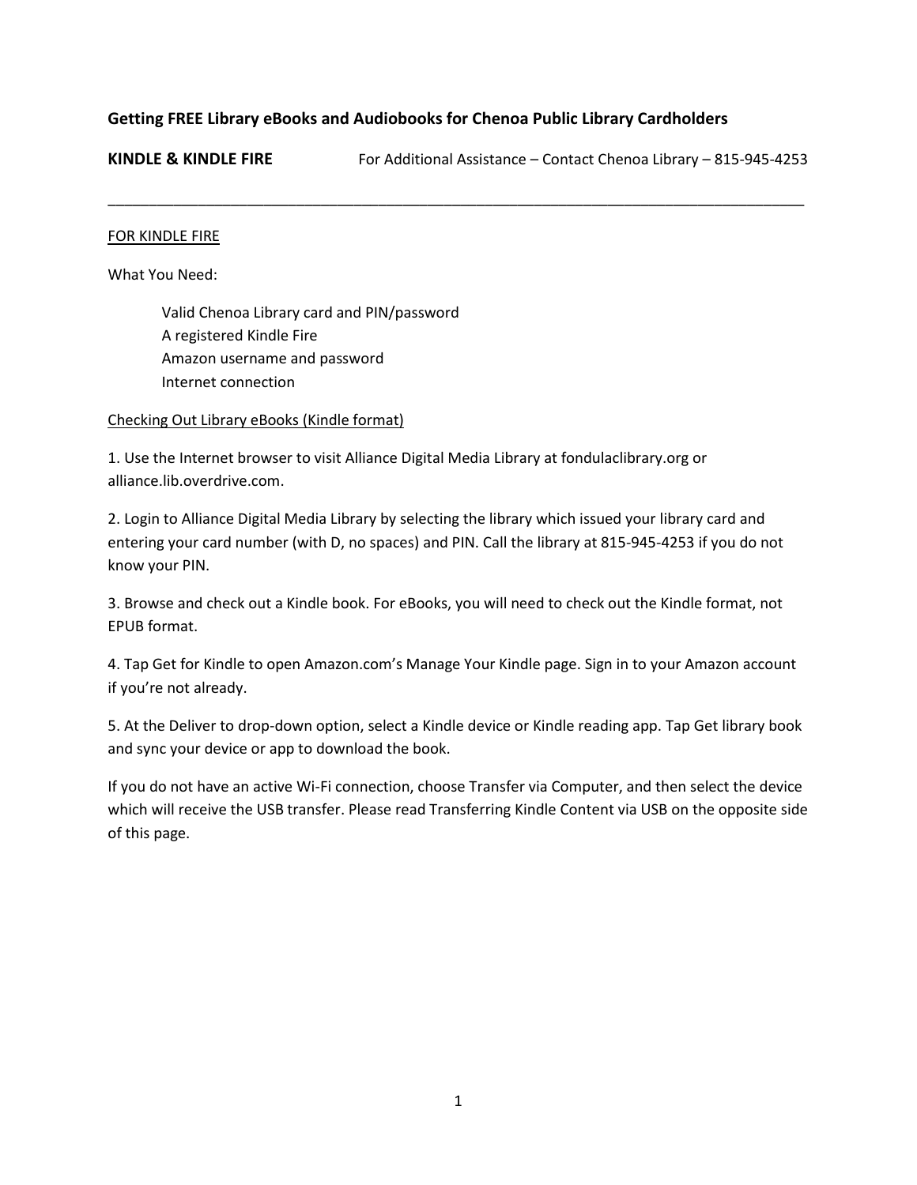## Getting FREE Library eBooks and Audiobooks for Chenoa Public Library Cardholders

**KINDLE & KINDLE FIRE** For Additional Assistance – Contact Chenoa Library – 815-945-4253

---

FOR KINDLE FIRE

What You Need:

- Valid Chenoa Library card and PIN/password
- A registered Kindle Fire
- Amazon username and password
- Internet connection

Checking Out Library eBooks (Kindle format)

1. Use the Internet browser to visit Alliance Digital Media Library at fondulaclibrary.org or alliance.lib.overdrive.com.

2. Login to Alliance Digital Media Library by selecting the library which issued your library card and entering your card number (with D, no spaces) and PIN. Call the library at 815-945-4253 if you do not know your PIN.

3. Browse and check out a Kindle book. For eBooks, you will need to check out the Kindle format, not EPUB format.

4. Tap Get for Kindle to open Amazon.com's Manage Your Kindle page. Sign in to your Amazon account if you're not already.

5. At the Deliver to drop-down option, select a Kindle device or Kindle reading app. Tap Get library book and sync your device or app to download the book.

If you do not have an active Wi-Fi connection, choose Transfer via Computer, and then select the device which will receive the USB transfer. Please read Transferring Kindle Content via USB on the opposite side of this page.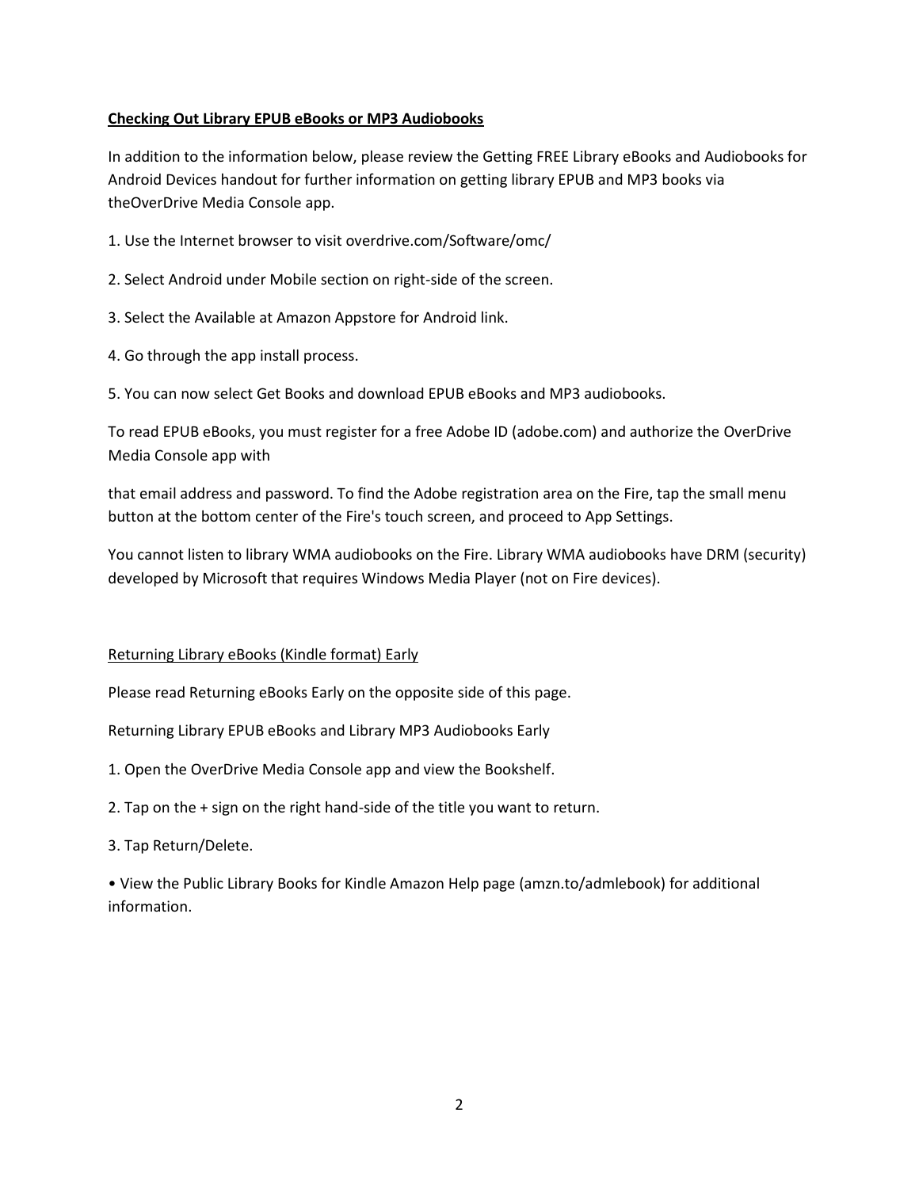**Checking Out Library EPUB eBooks or MP3 Audiobooks**

In addition to the information below, please review the Getting FREE Library eBooks and Audiobooks for Android Devices handout for further information on getting library EPUB and MP3 books via theOverDrive Media Console app.

1. Use the Internet browser to visit overdrive.com/Software/omc/

2. Select Android under Mobile section on right-side of the screen.

3. Select the Available at Amazon Appstore for Android link.

4. Go through the app install process.

5. You can now select Get Books and download EPUB eBooks and MP3 audiobooks.

To read EPUB eBooks, you must register for a free Adobe ID (adobe.com) and authorize the OverDrive Media Console app with

that email address and password. To find the Adobe registration area on the Fire, tap the small menu button at the bottom center of the Fire's touch screen, and proceed to App Settings.

You cannot listen to library WMA audiobooks on the Fire. Library WMA audiobooks have DRM (security) developed by Microsoft that requires Windows Media Player (not on Fire devices).

Returning Library eBooks (Kindle format) Early

Please read Returning eBooks Early on the opposite side of this page.

Returning Library EPUB eBooks and Library MP3 Audiobooks Early

1. Open the OverDrive Media Console app and view the Bookshelf.

2. Tap on the + sign on the right hand-side of the title you want to return.

3. Tap Return/Delete.

• View the Public Library Books for Kindle Amazon Help page (amzn.to/admlebook) for additional information.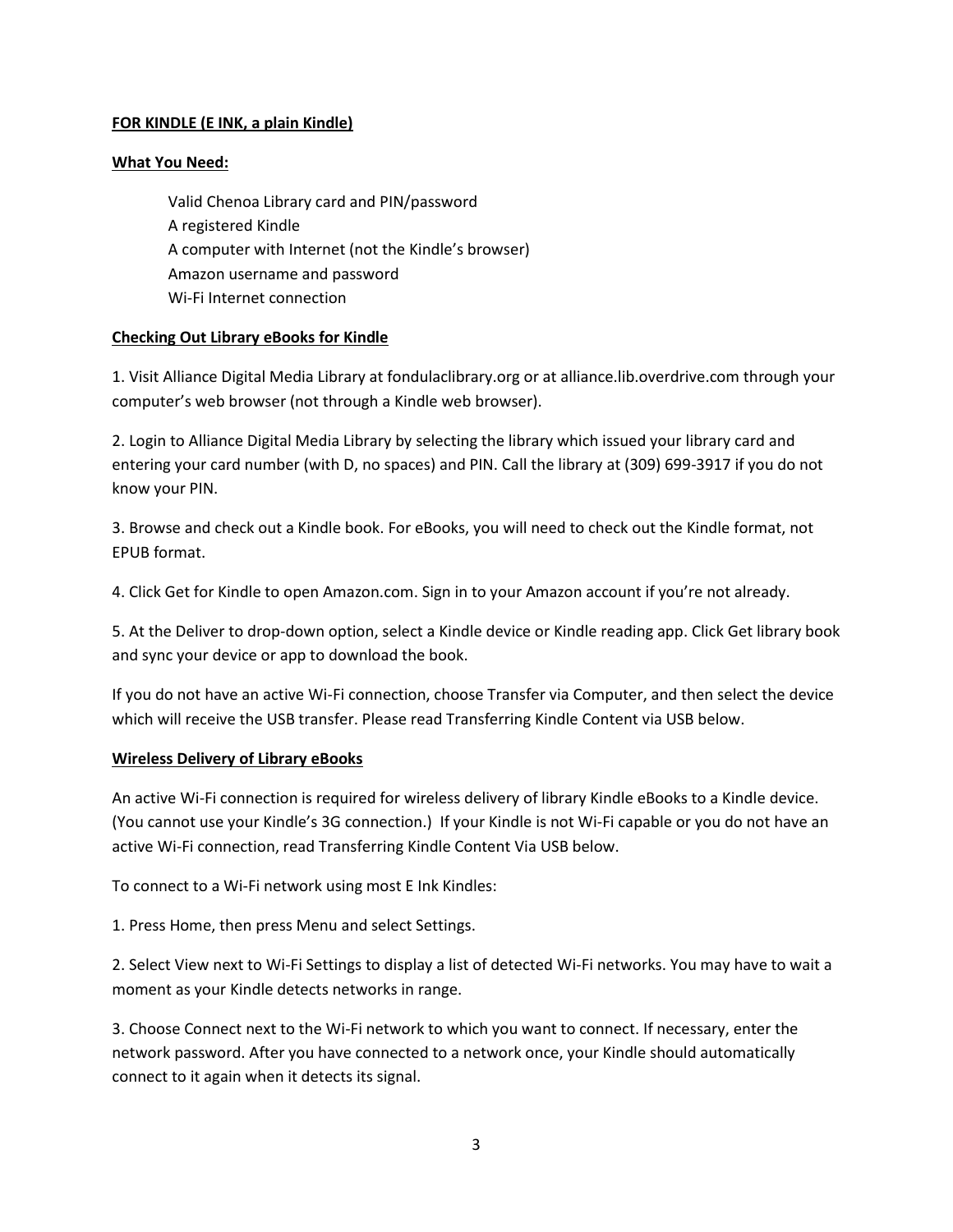**FOR KINDLE (E INK, a plain Kindle)**

**What You Need:**

Valid Chenoa Library card and PIN/password
A registered Kindle
A computer with Internet (not the Kindle's browser)
Amazon username and password
Wi-Fi Internet connection

**Checking Out Library eBooks for Kindle**

1. Visit Alliance Digital Media Library at fondulaclibrary.org or at alliance.lib.overdrive.com through your computer's web browser (not through a Kindle web browser).

2. Login to Alliance Digital Media Library by selecting the library which issued your library card and entering your card number (with D, no spaces) and PIN. Call the library at (309) 699-3917 if you do not know your PIN.

3. Browse and check out a Kindle book. For eBooks, you will need to check out the Kindle format, not EPUB format.

4. Click Get for Kindle to open Amazon.com. Sign in to your Amazon account if you're not already.

5. At the Deliver to drop-down option, select a Kindle device or Kindle reading app. Click Get library book and sync your device or app to download the book.

If you do not have an active Wi-Fi connection, choose Transfer via Computer, and then select the device which will receive the USB transfer. Please read Transferring Kindle Content via USB below.

**Wireless Delivery of Library eBooks**

An active Wi-Fi connection is required for wireless delivery of library Kindle eBooks to a Kindle device. (You cannot use your Kindle's 3G connection.) If your Kindle is not Wi-Fi capable or you do not have an active Wi-Fi connection, read Transferring Kindle Content Via USB below.

To connect to a Wi-Fi network using most E Ink Kindles:

1. Press Home, then press Menu and select Settings.

2. Select View next to Wi-Fi Settings to display a list of detected Wi-Fi networks. You may have to wait a moment as your Kindle detects networks in range.

3. Choose Connect next to the Wi-Fi network to which you want to connect. If necessary, enter the network password. After you have connected to a network once, your Kindle should automatically connect to it again when it detects its signal.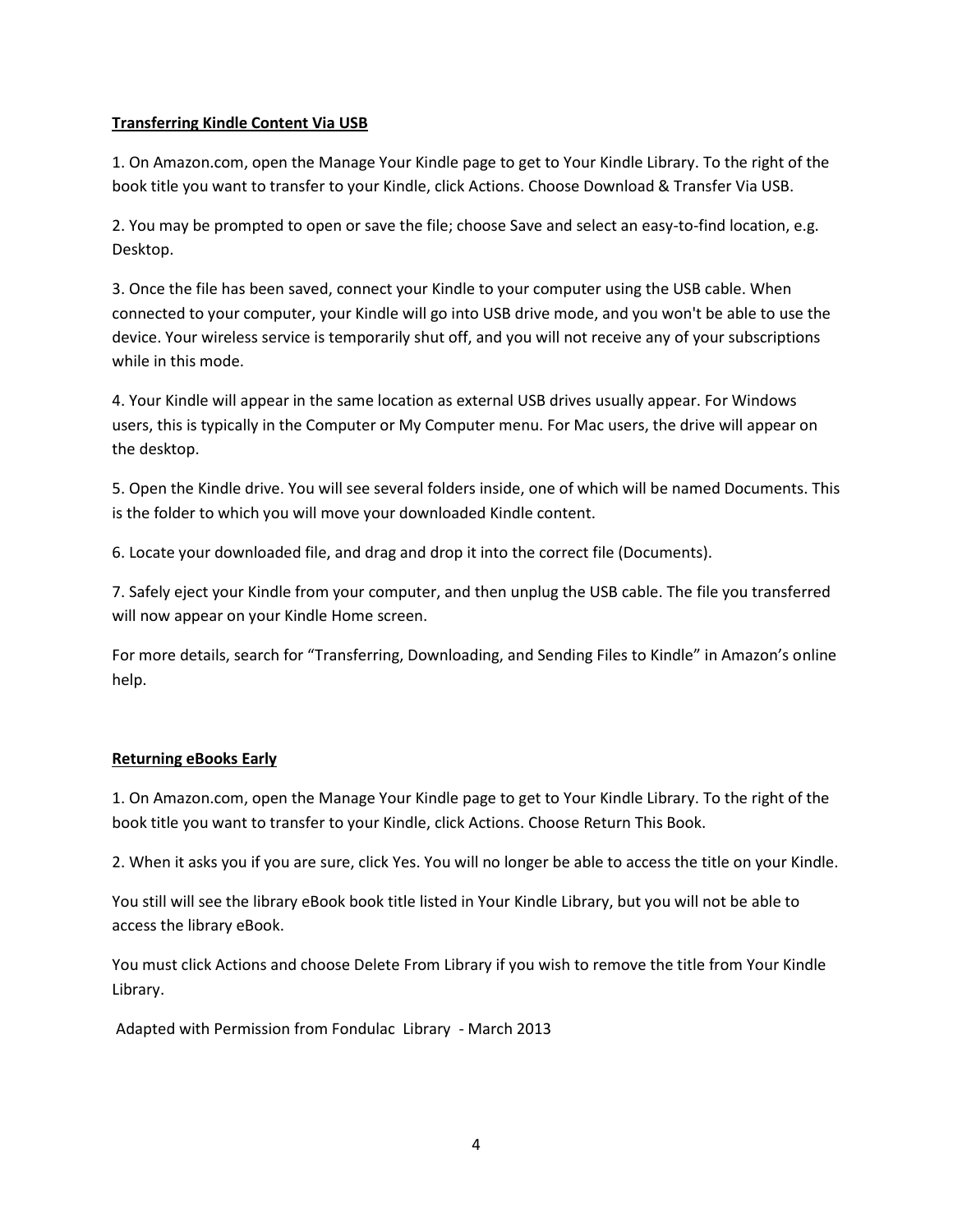**Transferring Kindle Content Via USB**

1. On Amazon.com, open the Manage Your Kindle page to get to Your Kindle Library. To the right of the book title you want to transfer to your Kindle, click Actions. Choose Download & Transfer Via USB.

2. You may be prompted to open or save the file; choose Save and select an easy-to-find location, e.g. Desktop.

3. Once the file has been saved, connect your Kindle to your computer using the USB cable. When connected to your computer, your Kindle will go into USB drive mode, and you won't be able to use the device. Your wireless service is temporarily shut off, and you will not receive any of your subscriptions while in this mode.

4. Your Kindle will appear in the same location as external USB drives usually appear. For Windows users, this is typically in the Computer or My Computer menu. For Mac users, the drive will appear on the desktop.

5. Open the Kindle drive. You will see several folders inside, one of which will be named Documents. This is the folder to which you will move your downloaded Kindle content.

6. Locate your downloaded file, and drag and drop it into the correct file (Documents).

7. Safely eject your Kindle from your computer, and then unplug the USB cable. The file you transferred will now appear on your Kindle Home screen.

For more details, search for “Transferring, Downloading, and Sending Files to Kindle” in Amazon’s online help.

**Returning eBooks Early**

1. On Amazon.com, open the Manage Your Kindle page to get to Your Kindle Library. To the right of the book title you want to transfer to your Kindle, click Actions. Choose Return This Book.

2. When it asks you if you are sure, click Yes. You will no longer be able to access the title on your Kindle.

You still will see the library eBook book title listed in Your Kindle Library, but you will not be able to access the library eBook.

You must click Actions and choose Delete From Library if you wish to remove the title from Your Kindle Library.

Adapted with Permission from Fondulac Library - March 2013